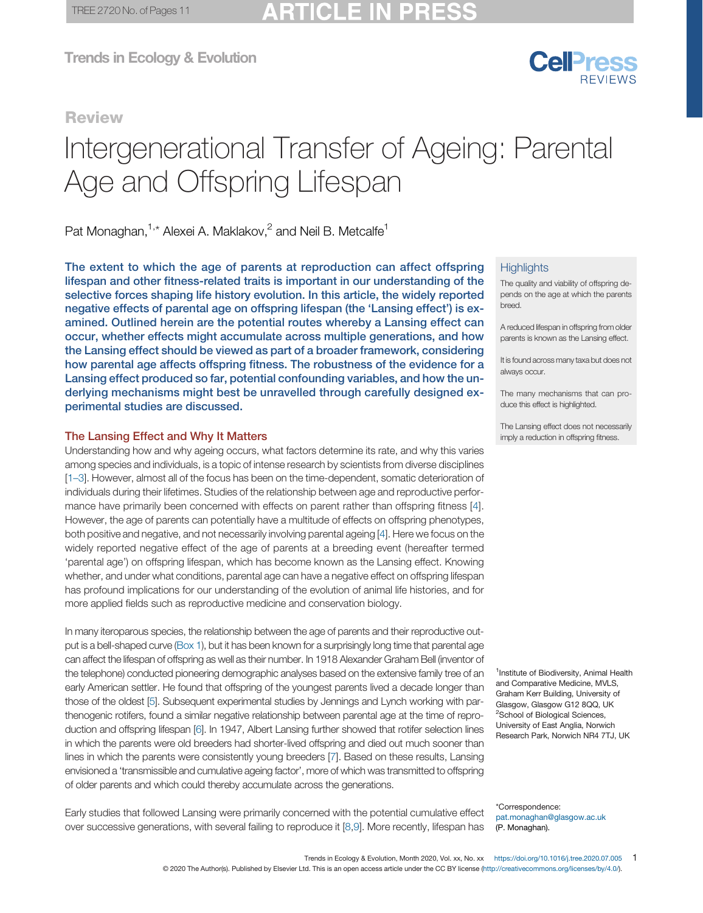Review

# Intergenerational Transfer of Ageing: Parental Age and Offspring Lifespan

Pat Monaghan,[1,*] Alexei A. Maklakov,[2] and Neil B. Metcalfe[1]

**The extent to which the age of parents at reproduction can affect offspring lifespan and other fitness-related traits is important in our understanding of the selective forces shaping life history evolution. In this article, the widely reported negative effects of parental age on offspring lifespan (the 'Lansing effect') is examined. Outlined herein are the potential routes whereby a Lansing effect can occur, whether effects might accumulate across multiple generations, and how the Lansing effect should be viewed as part of a broader framework, considering how parental age affects offspring fitness. The robustness of the evidence for a Lansing effect produced so far, potential confounding variables, and how the underlying mechanisms might best be unravelled through carefully designed experimental studies are discussed.**

## Highlights

The quality and viability of offspring depends on the age at which the parents breed.

A reduced lifespan in offspring from older parents is known as the Lansing effect.

It is found across many taxa but does not always occur.

The many mechanisms that can produce this effect is highlighted.

The Lansing effect does not necessarily imply a reduction in offspring fitness.

## The Lansing Effect and Why It Matters

Understanding how and why ageing occurs, what factors determine its rate, and why this varies among species and individuals, is a topic of intense research by scientists from diverse disciplines [1–3]. However, almost all of the focus has been on the time-dependent, somatic deterioration of individuals during their lifetimes. Studies of the relationship between age and reproductive performance have primarily been concerned with effects on parent rather than offspring fitness [4]. However, the age of parents can potentially have a multitude of effects on offspring phenotypes, both positive and negative, and not necessarily involving parental ageing [4]. Here we focus on the widely reported negative effect of the age of parents at a breeding event (hereafter termed 'parental age') on offspring lifespan, which has become known as the Lansing effect. Knowing whether, and under what conditions, parental age can have a negative effect on offspring lifespan has profound implications for our understanding of the evolution of animal life histories, and for more applied fields such as reproductive medicine and conservation biology.

In many iteroparous species, the relationship between the age of parents and their reproductive output is a bell-shaped curve (Box 1), but it has been known for a surprisingly long time that parental age can affect the lifespan of offspring as well as their number. In 1918 Alexander Graham Bell (inventor of the telephone) conducted pioneering demographic analyses based on the extensive family tree of an early American settler. He found that offspring of the youngest parents lived a decade longer than those of the oldest [5]. Subsequent experimental studies by Jennings and Lynch working with parthenogenic rotifers, found a similar negative relationship between parental age at the time of reproduction and offspring lifespan [6]. In 1947, Albert Lansing further showed that rotifer selection lines in which the parents were old breeders had shorter-lived offspring and died out much sooner than lines in which the parents were consistently young breeders [7]. Based on these results, Lansing envisioned a 'transmissible and cumulative ageing factor', more of which was transmitted to offspring of older parents and which could thereby accumulate across the generations.

Early studies that followed Lansing were primarily concerned with the potential cumulative effect over successive generations, with several failing to reproduce it [8,9]. More recently, lifespan has

[1]Institute of Biodiversity, Animal Health and Comparative Medicine, MVLS, Graham Kerr Building, University of Glasgow, Glasgow G12 8QQ, UK
[2]School of Biological Sciences, University of East Anglia, Norwich Research Park, Norwich NR4 7TJ, UK

*Correspondence: pat.monaghan@glasgow.ac.uk (P. Monaghan).

© 2020 The Author(s). Published by Elsevier Ltd. This is an open access article under the CC BY license (http://creativecommons.org/licenses/by/4.0/).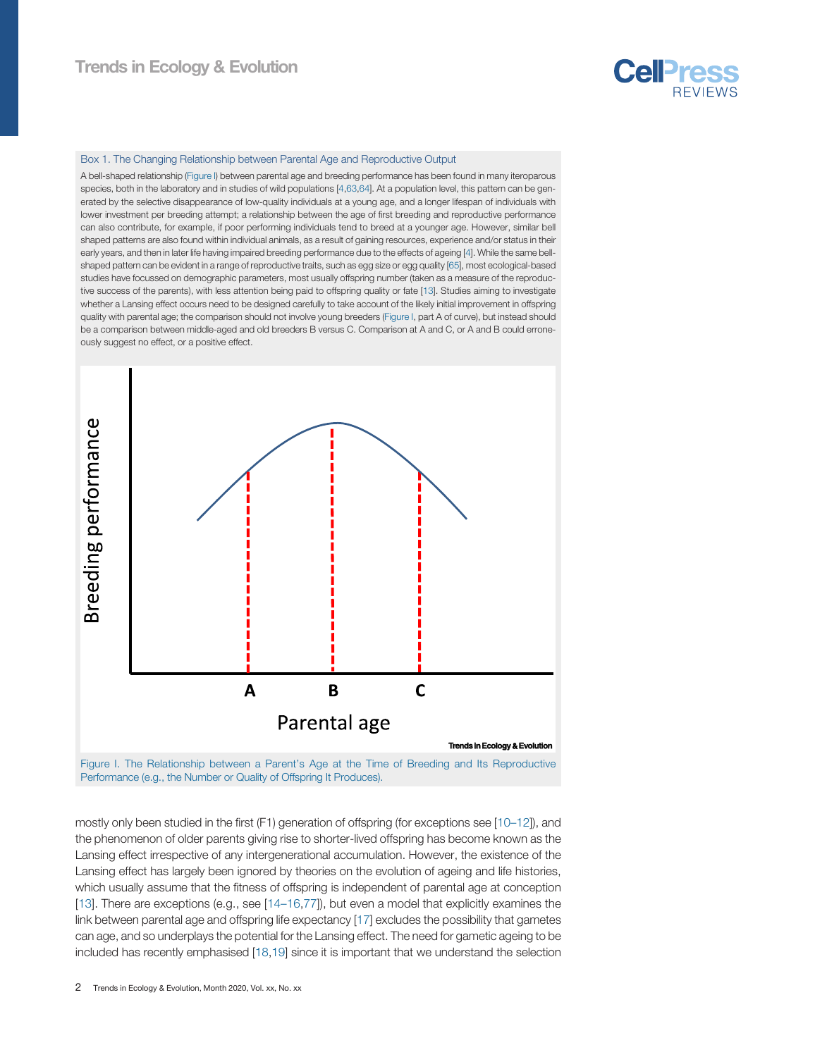### Box 1. The Changing Relationship between Parental Age and Reproductive Output

A bell-shaped relationship (Figure I) between parental age and breeding performance has been found in many iteroparous species, both in the laboratory and in studies of wild populations [4,63,64]. At a population level, this pattern can be generated by the selective disappearance of low-quality individuals at a young age, and a longer lifespan of individuals with lower investment per breeding attempt; a relationship between the age of first breeding and reproductive performance can also contribute, for example, if poor performing individuals tend to breed at a younger age. However, similar bell shaped patterns are also found within individual animals, as a result of gaining resources, experience and/or status in their early years, and then in later life having impaired breeding performance due to the effects of ageing [4]. While the same bell-shaped pattern can be evident in a range of reproductive traits, such as egg size or egg quality [65], most ecological-based studies have focussed on demographic parameters, most usually offspring number (taken as a measure of the reproductive success of the parents), with less attention being paid to offspring quality or fate [13]. Studies aiming to investigate whether a Lansing effect occurs need to be designed carefully to take account of the likely initial improvement in offspring quality with parental age; the comparison should not involve young breeders (Figure I, part A of curve), but instead should be a comparison between middle-aged and old breeders B versus C. Comparison at A and C, or A and B could erroneously suggest no effect, or a positive effect.

Figure I. The Relationship between a Parent's Age at the Time of Breeding and Its Reproductive Performance (e.g., the Number or Quality of Offspring It Produces).

mostly only been studied in the first (F1) generation of offspring (for exceptions see [10–12]), and the phenomenon of older parents giving rise to shorter-lived offspring has become known as the Lansing effect irrespective of any intergenerational accumulation. However, the existence of the Lansing effect has largely been ignored by theories on the evolution of ageing and life histories, which usually assume that the fitness of offspring is independent of parental age at conception [13]. There are exceptions (e.g., see [14–16,77]), but even a model that explicitly examines the link between parental age and offspring life expectancy [17] excludes the possibility that gametes can age, and so underplays the potential for the Lansing effect. The need for gametic ageing to be included has recently emphasised [18,19] since it is important that we understand the selection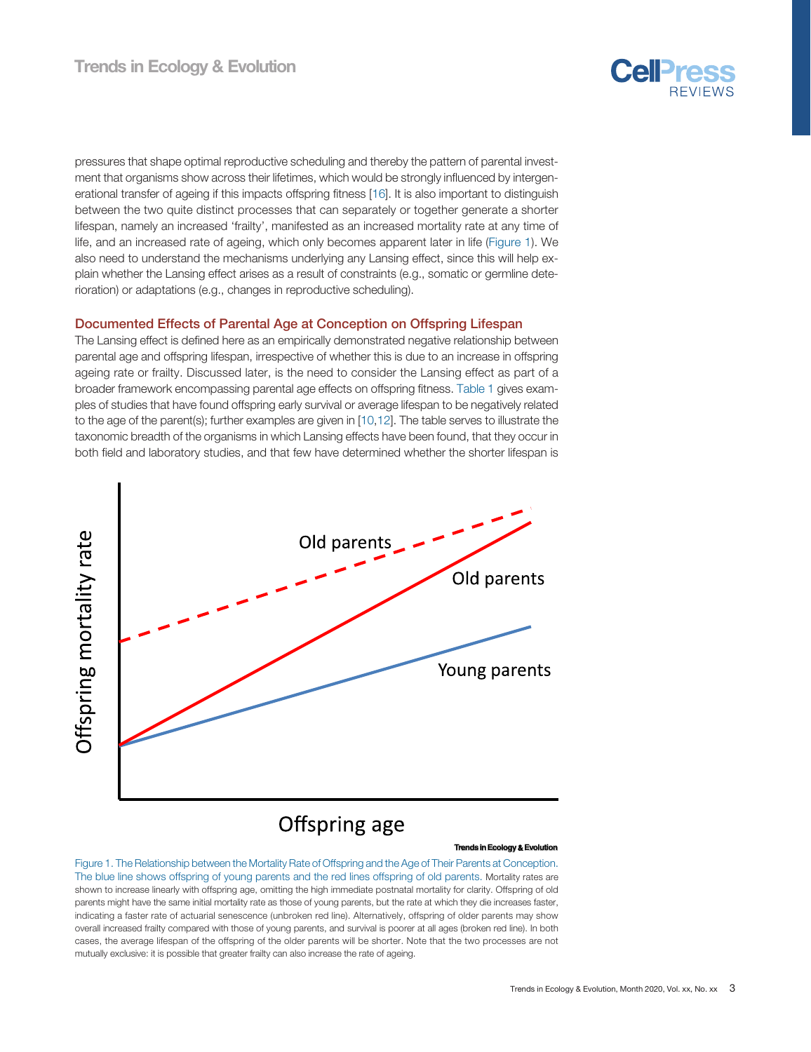pressures that shape optimal reproductive scheduling and thereby the pattern of parental investment that organisms show across their lifetimes, which would be strongly influenced by intergenerational transfer of ageing if this impacts offspring fitness [16]. It is also important to distinguish between the two quite distinct processes that can separately or together generate a shorter lifespan, namely an increased 'frailty', manifested as an increased mortality rate at any time of life, and an increased rate of ageing, which only becomes apparent later in life (Figure 1). We also need to understand the mechanisms underlying any Lansing effect, since this will help explain whether the Lansing effect arises as a result of constraints (e.g., somatic or germline deterioration) or adaptations (e.g., changes in reproductive scheduling).

## Documented Effects of Parental Age at Conception on Offspring Lifespan

The Lansing effect is defined here as an empirically demonstrated negative relationship between parental age and offspring lifespan, irrespective of whether this is due to an increase in offspring ageing rate or frailty. Discussed later, is the need to consider the Lansing effect as part of a broader framework encompassing parental age effects on offspring fitness. Table 1 gives examples of studies that have found offspring early survival or average lifespan to be negatively related to the age of the parent(s); further examples are given in [10,12]. The table serves to illustrate the taxonomic breadth of the organisms in which Lansing effects have been found, that they occur in both field and laboratory studies, and that few have determined whether the shorter lifespan is

Offspring mortality rate

Old parents

Old parents

Young parents

Offspring age

Figure 1. The Relationship between the Mortality Rate of Offspring and the Age of Their Parents at Conception. The blue line shows offspring of young parents and the red lines offspring of old parents. Mortality rates are shown to increase linearly with offspring age, omitting the high immediate postnatal mortality for clarity. Offspring of old parents might have the same initial mortality rate as those of young parents, but the rate at which they die increases faster, indicating a faster rate of actuarial senescence (unbroken red line). Alternatively, offspring of older parents may show overall increased frailty compared with those of young parents, and survival is poorer at all ages (broken red line). In both cases, the average lifespan of the offspring of the older parents will be shorter. Note that the two processes are not mutually exclusive: it is possible that greater frailty can also increase the rate of ageing.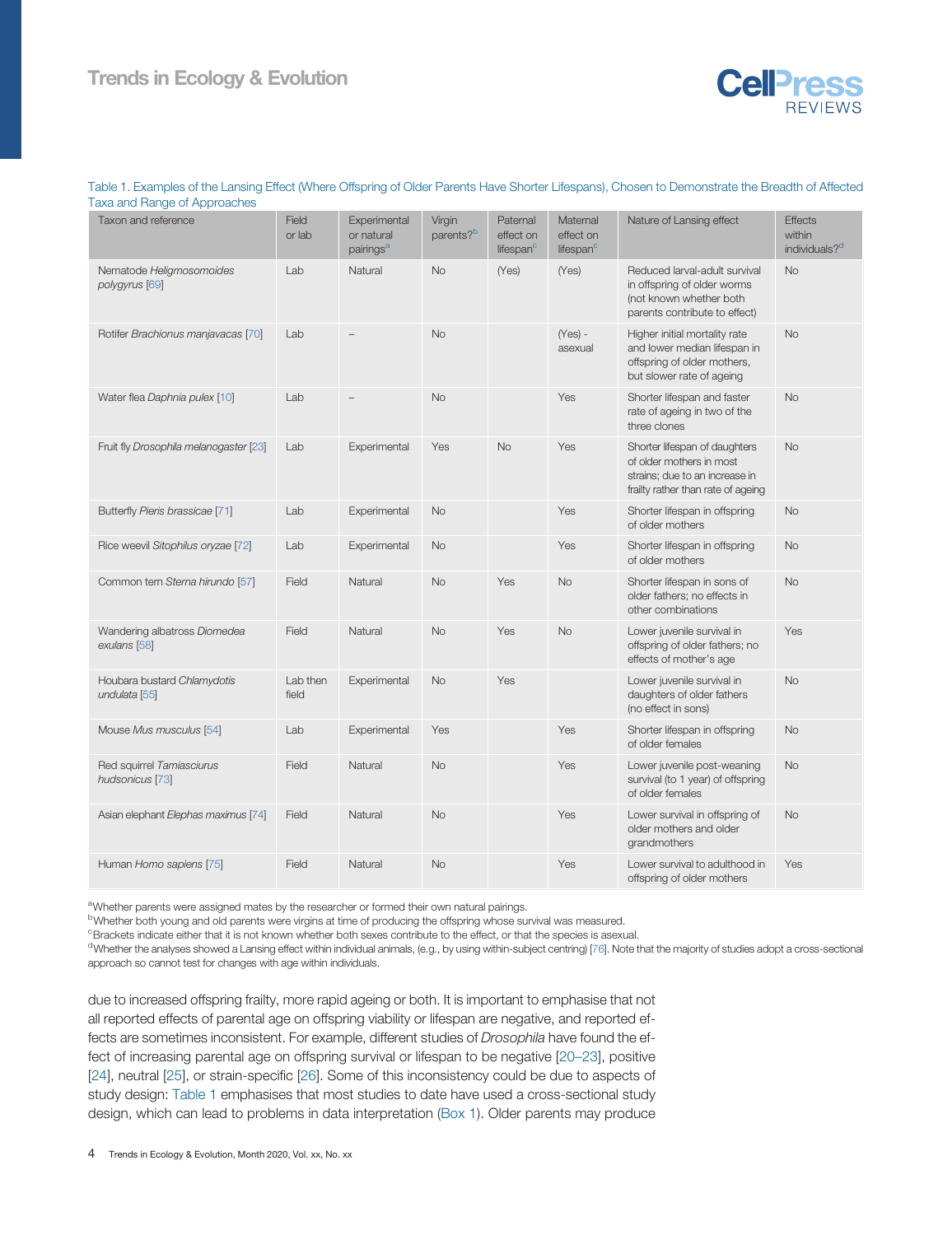Table 1. Examples of the Lansing Effect (Where Offspring of Older Parents Have Shorter Lifespans), Chosen to Demonstrate the Breadth of Affected Taxa and Range of Approaches

| Taxon and reference | Field or lab | Experimental or natural pairings[a] | Virgin parents?[b] | Paternal effect on lifespan[c] | Maternal effect on lifespan[c] | Nature of Lansing effect | Effects within individuals?[d] |
|---|---|---|---|---|---|---|---|
| Nematode *Heligmosomoides polygyrus* [69] | Lab | Natural | No | (Yes) | (Yes) | Reduced larval-adult survival in offspring of older worms (not known whether both parents contribute to effect) | No |
| Rotifer *Brachionus manjavacas* [70] | Lab | – | No | | (Yes) - asexual | Higher initial mortality rate and lower median lifespan in offspring of older mothers, but slower rate of ageing | No |
| Water flea *Daphnia pulex* [10] | Lab | – | No | | Yes | Shorter lifespan and faster rate of ageing in two of the three clones | No |
| Fruit fly *Drosophila melanogaster* [23] | Lab | Experimental | Yes | No | Yes | Shorter lifespan of daughters of older mothers in most strains; due to an increase in frailty rather than rate of ageing | No |
| Butterfly *Pieris brassicae* [71] | Lab | Experimental | No | | Yes | Shorter lifespan in offspring of older mothers | No |
| Rice weevil *Sitophilus oryzae* [72] | Lab | Experimental | No | | Yes | Shorter lifespan in offspring of older mothers | No |
| Common tern *Sterna hirundo* [57] | Field | Natural | No | Yes | No | Shorter lifespan in sons of older fathers; no effects in other combinations | No |
| Wandering albatross *Diomedea exulans* [58] | Field | Natural | No | Yes | No | Lower juvenile survival in offspring of older fathers; no effects of mother's age | Yes |
| Houbara bustard *Chlamydotis undulata* [55] | Lab then field | Experimental | No | Yes | | Lower juvenile survival in daughters of older fathers (no effect in sons) | No |
| Mouse *Mus musculus* [54] | Lab | Experimental | Yes | | Yes | Shorter lifespan in offspring of older females | No |
| Red squirrel *Tamiasciurus hudsonicus* [73] | Field | Natural | No | | Yes | Lower juvenile post-weaning survival (to 1 year) of offspring of older females | No |
| Asian elephant *Elephas maximus* [74] | Field | Natural | No | | Yes | Lower survival in offspring of older mothers and older grandmothers | No |
| Human *Homo sapiens* [75] | Field | Natural | No | | Yes | Lower survival to adulthood in offspring of older mothers | Yes |

[a]Whether parents were assigned mates by the researcher or formed their own natural pairings.
[b]Whether both young and old parents were virgins at time of producing the offspring whose survival was measured.
[c]Brackets indicate either that it is not known whether both sexes contribute to the effect, or that the species is asexual.
[d]Whether the analyses showed a Lansing effect within individual animals, (e.g., by using within-subject centring) [76]. Note that the majority of studies adopt a cross-sectional approach so cannot test for changes with age within individuals.

due to increased offspring frailty, more rapid ageing or both. It is important to emphasise that not all reported effects of parental age on offspring viability or lifespan are negative, and reported effects are sometimes inconsistent. For example, different studies of *Drosophila* have found the effect of increasing parental age on offspring survival or lifespan to be negative [20–23], positive [24], neutral [25], or strain-specific [26]. Some of this inconsistency could be due to aspects of study design: Table 1 emphasises that most studies to date have used a cross-sectional study design, which can lead to problems in data interpretation (Box 1). Older parents may produce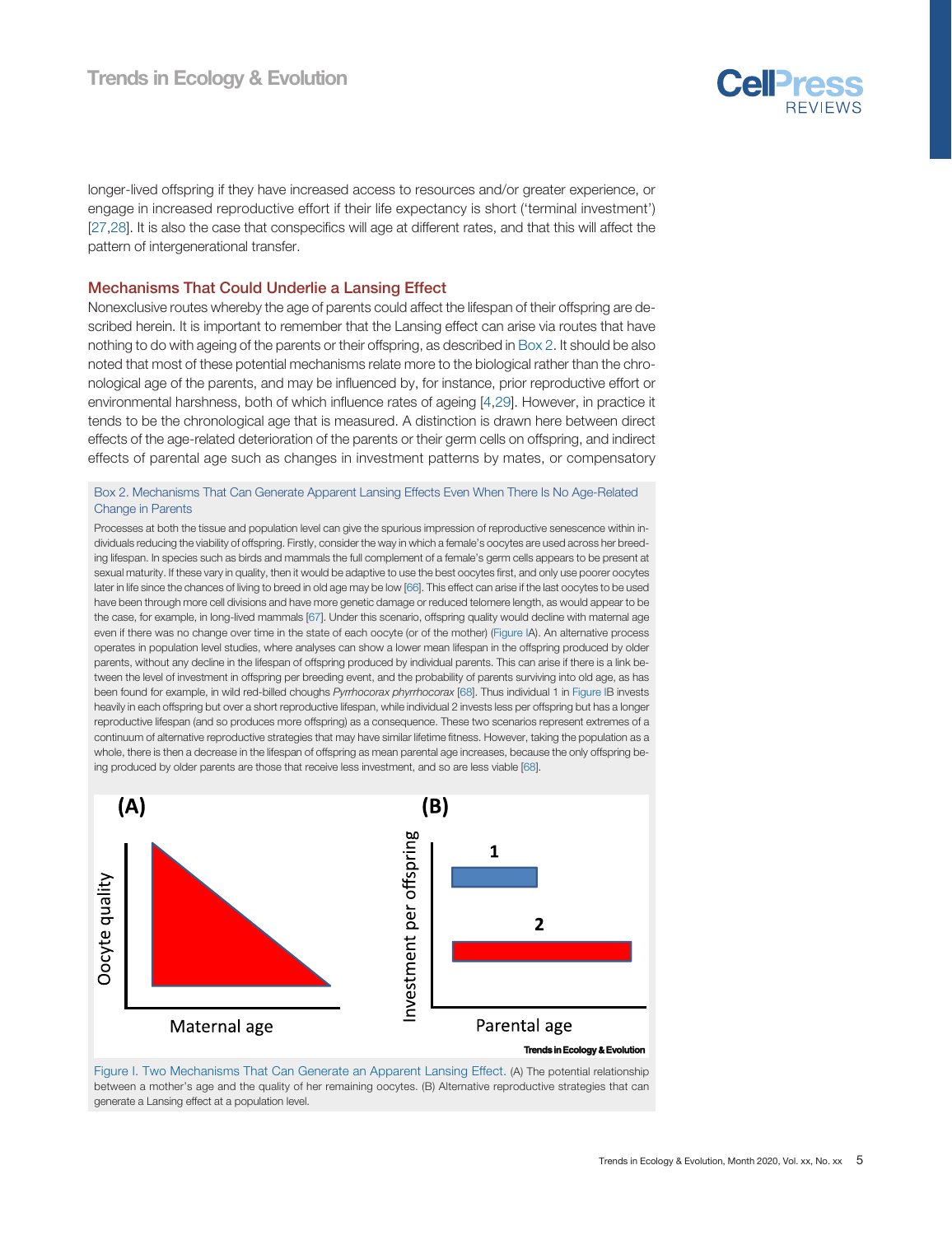longer-lived offspring if they have increased access to resources and/or greater experience, or engage in increased reproductive effort if their life expectancy is short ('terminal investment') [27,28]. It is also the case that conspecifics will age at different rates, and that this will affect the pattern of intergenerational transfer.

## Mechanisms That Could Underlie a Lansing Effect

Nonexclusive routes whereby the age of parents could affect the lifespan of their offspring are described herein. It is important to remember that the Lansing effect can arise via routes that have nothing to do with ageing of the parents or their offspring, as described in Box 2. It should be also noted that most of these potential mechanisms relate more to the biological rather than the chronological age of the parents, and may be influenced by, for instance, prior reproductive effort or environmental harshness, both of which influence rates of ageing [4,29]. However, in practice it tends to be the chronological age that is measured. A distinction is drawn here between direct effects of the age-related deterioration of the parents or their germ cells on offspring, and indirect effects of parental age such as changes in investment patterns by mates, or compensatory

### Box 2. Mechanisms That Can Generate Apparent Lansing Effects Even When There Is No Age-Related Change in Parents

Processes at both the tissue and population level can give the spurious impression of reproductive senescence within individuals reducing the viability of offspring. Firstly, consider the way in which a female's oocytes are used across her breeding lifespan. In species such as birds and mammals the full complement of a female's germ cells appears to be present at sexual maturity. If these vary in quality, then it would be adaptive to use the best oocytes first, and only use poorer oocytes later in life since the chances of living to breed in old age may be low [66]. This effect can arise if the last oocytes to be used have been through more cell divisions and have more genetic damage or reduced telomere length, as would appear to be the case, for example, in long-lived mammals [67]. Under this scenario, offspring quality would decline with maternal age even if there was no change over time in the state of each oocyte (or of the mother) (Figure IA). An alternative process operates in population level studies, where analyses can show a lower mean lifespan in the offspring produced by older parents, without any decline in the lifespan of offspring produced by individual parents. This can arise if there is a link between the level of investment in offspring per breeding event, and the probability of parents surviving into old age, as has been found for example, in wild red-billed choughs *Pyrrhocorax phyrrhocorax* [68]. Thus individual 1 in Figure IB invests heavily in each offspring but over a short reproductive lifespan, while individual 2 invests less per offspring but has a longer reproductive lifespan (and so produces more offspring) as a consequence. These two scenarios represent extremes of a continuum of alternative reproductive strategies that may have similar lifetime fitness. However, taking the population as a whole, there is then a decrease in the lifespan of offspring as mean parental age increases, because the only offspring being produced by older parents are those that receive less investment, and so are less viable [68].

Figure I. Two Mechanisms That Can Generate an Apparent Lansing Effect. (A) The potential relationship between a mother's age and the quality of her remaining oocytes. (B) Alternative reproductive strategies that can generate a Lansing effect at a population level.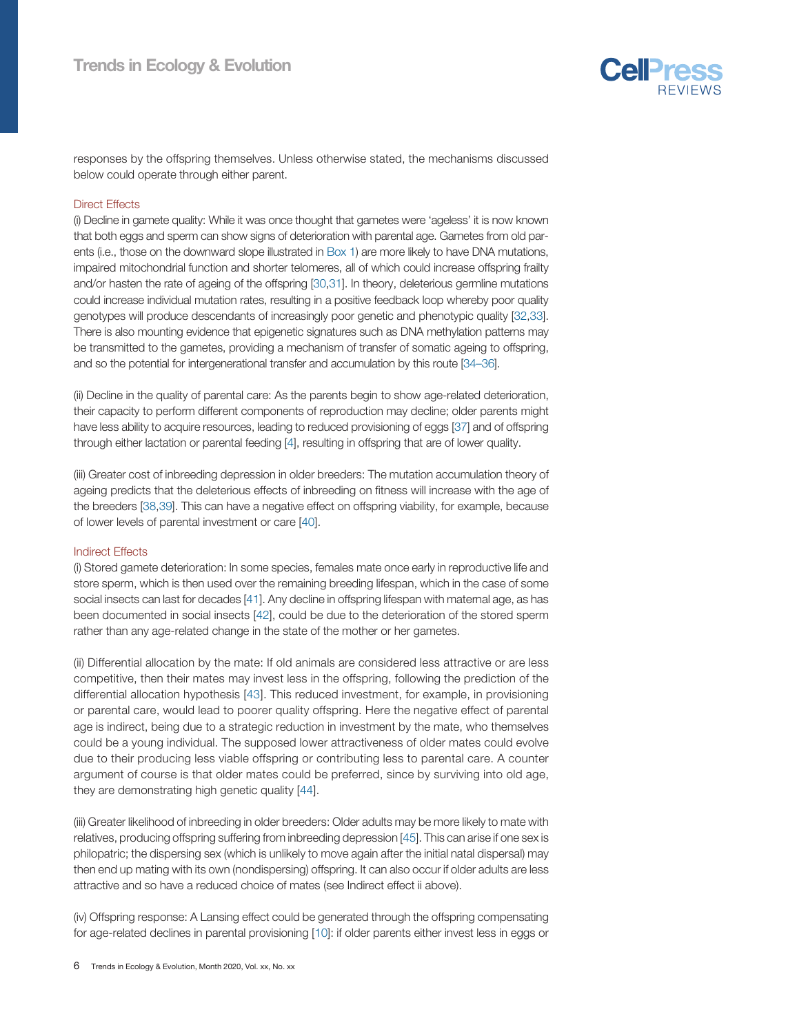responses by the offspring themselves. Unless otherwise stated, the mechanisms discussed below could operate through either parent.

### Direct Effects

(i) Decline in gamete quality: While it was once thought that gametes were 'ageless' it is now known that both eggs and sperm can show signs of deterioration with parental age. Gametes from old parents (i.e., those on the downward slope illustrated in Box 1) are more likely to have DNA mutations, impaired mitochondrial function and shorter telomeres, all of which could increase offspring frailty and/or hasten the rate of ageing of the offspring [30,31]. In theory, deleterious germline mutations could increase individual mutation rates, resulting in a positive feedback loop whereby poor quality genotypes will produce descendants of increasingly poor genetic and phenotypic quality [32,33]. There is also mounting evidence that epigenetic signatures such as DNA methylation patterns may be transmitted to the gametes, providing a mechanism of transfer of somatic ageing to offspring, and so the potential for intergenerational transfer and accumulation by this route [34–36].

(ii) Decline in the quality of parental care: As the parents begin to show age-related deterioration, their capacity to perform different components of reproduction may decline; older parents might have less ability to acquire resources, leading to reduced provisioning of eggs [37] and of offspring through either lactation or parental feeding [4], resulting in offspring that are of lower quality.

(iii) Greater cost of inbreeding depression in older breeders: The mutation accumulation theory of ageing predicts that the deleterious effects of inbreeding on fitness will increase with the age of the breeders [38,39]. This can have a negative effect on offspring viability, for example, because of lower levels of parental investment or care [40].

### Indirect Effects

(i) Stored gamete deterioration: In some species, females mate once early in reproductive life and store sperm, which is then used over the remaining breeding lifespan, which in the case of some social insects can last for decades [41]. Any decline in offspring lifespan with maternal age, as has been documented in social insects [42], could be due to the deterioration of the stored sperm rather than any age-related change in the state of the mother or her gametes.

(ii) Differential allocation by the mate: If old animals are considered less attractive or are less competitive, then their mates may invest less in the offspring, following the prediction of the differential allocation hypothesis [43]. This reduced investment, for example, in provisioning or parental care, would lead to poorer quality offspring. Here the negative effect of parental age is indirect, being due to a strategic reduction in investment by the mate, who themselves could be a young individual. The supposed lower attractiveness of older mates could evolve due to their producing less viable offspring or contributing less to parental care. A counter argument of course is that older mates could be preferred, since by surviving into old age, they are demonstrating high genetic quality [44].

(iii) Greater likelihood of inbreeding in older breeders: Older adults may be more likely to mate with relatives, producing offspring suffering from inbreeding depression [45]. This can arise if one sex is philopatric; the dispersing sex (which is unlikely to move again after the initial natal dispersal) may then end up mating with its own (nondispersing) offspring. It can also occur if older adults are less attractive and so have a reduced choice of mates (see Indirect effect ii above).

(iv) Offspring response: A Lansing effect could be generated through the offspring compensating for age-related declines in parental provisioning [10]: if older parents either invest less in eggs or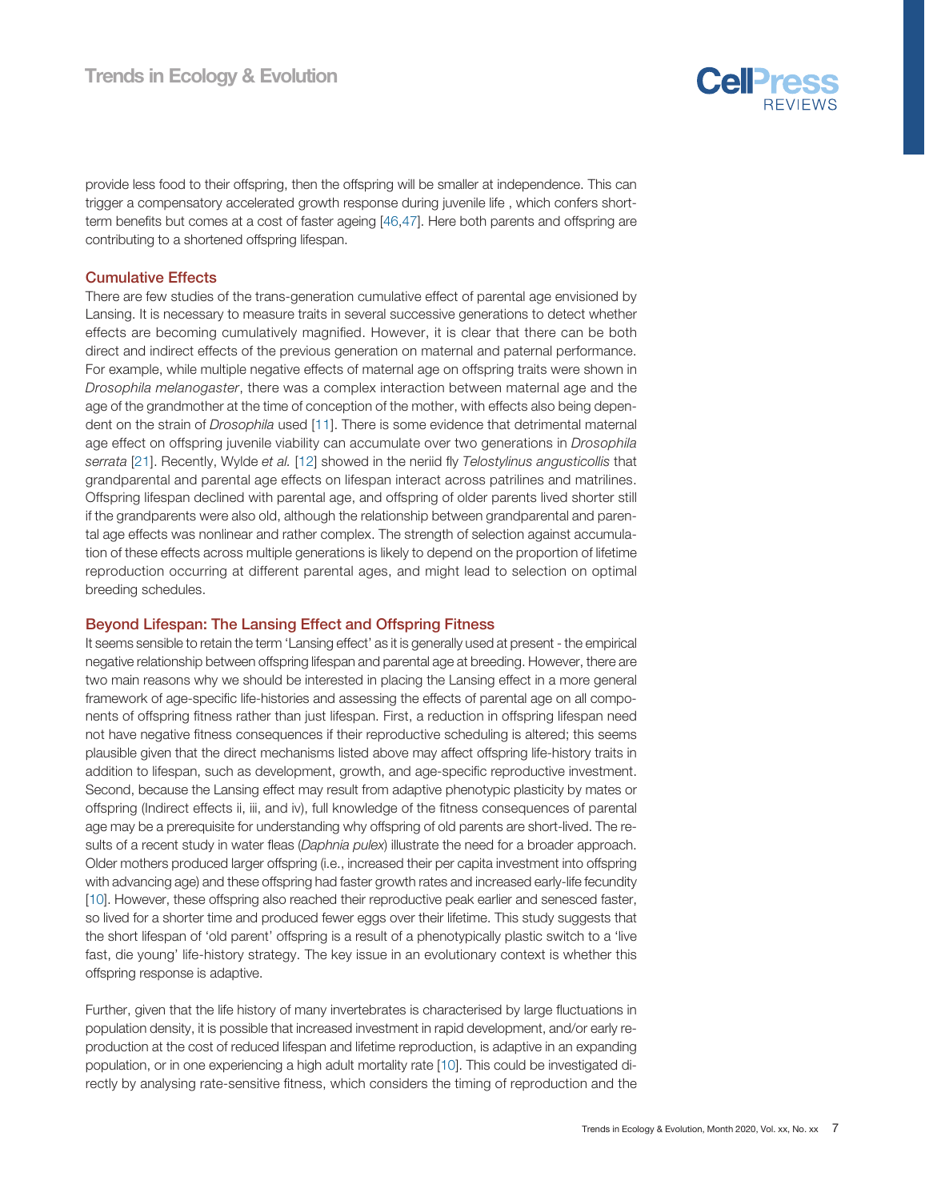provide less food to their offspring, then the offspring will be smaller at independence. This can trigger a compensatory accelerated growth response during juvenile life , which confers short-term benefits but comes at a cost of faster ageing [46,47]. Here both parents and offspring are contributing to a shortened offspring lifespan.

## Cumulative Effects

There are few studies of the trans-generation cumulative effect of parental age envisioned by Lansing. It is necessary to measure traits in several successive generations to detect whether effects are becoming cumulatively magnified. However, it is clear that there can be both direct and indirect effects of the previous generation on maternal and paternal performance. For example, while multiple negative effects of maternal age on offspring traits were shown in *Drosophila melanogaster*, there was a complex interaction between maternal age and the age of the grandmother at the time of conception of the mother, with effects also being dependent on the strain of *Drosophila* used [11]. There is some evidence that detrimental maternal age effect on offspring juvenile viability can accumulate over two generations in *Drosophila serrata* [21]. Recently, Wylde *et al.* [12] showed in the neriid fly *Telostylinus angusticollis* that grandparental and parental age effects on lifespan interact across patrilines and matrilines. Offspring lifespan declined with parental age, and offspring of older parents lived shorter still if the grandparents were also old, although the relationship between grandparental and parental age effects was nonlinear and rather complex. The strength of selection against accumulation of these effects across multiple generations is likely to depend on the proportion of lifetime reproduction occurring at different parental ages, and might lead to selection on optimal breeding schedules.

## Beyond Lifespan: The Lansing Effect and Offspring Fitness

It seems sensible to retain the term 'Lansing effect' as it is generally used at present - the empirical negative relationship between offspring lifespan and parental age at breeding. However, there are two main reasons why we should be interested in placing the Lansing effect in a more general framework of age-specific life-histories and assessing the effects of parental age on all components of offspring fitness rather than just lifespan. First, a reduction in offspring lifespan need not have negative fitness consequences if their reproductive scheduling is altered; this seems plausible given that the direct mechanisms listed above may affect offspring life-history traits in addition to lifespan, such as development, growth, and age-specific reproductive investment. Second, because the Lansing effect may result from adaptive phenotypic plasticity by mates or offspring (Indirect effects ii, iii, and iv), full knowledge of the fitness consequences of parental age may be a prerequisite for understanding why offspring of old parents are short-lived. The results of a recent study in water fleas (*Daphnia pulex*) illustrate the need for a broader approach. Older mothers produced larger offspring (i.e., increased their per capita investment into offspring with advancing age) and these offspring had faster growth rates and increased early-life fecundity [10]. However, these offspring also reached their reproductive peak earlier and senesced faster, so lived for a shorter time and produced fewer eggs over their lifetime. This study suggests that the short lifespan of 'old parent' offspring is a result of a phenotypically plastic switch to a 'live fast, die young' life-history strategy. The key issue in an evolutionary context is whether this offspring response is adaptive.

Further, given that the life history of many invertebrates is characterised by large fluctuations in population density, it is possible that increased investment in rapid development, and/or early reproduction at the cost of reduced lifespan and lifetime reproduction, is adaptive in an expanding population, or in one experiencing a high adult mortality rate [10]. This could be investigated directly by analysing rate-sensitive fitness, which considers the timing of reproduction and the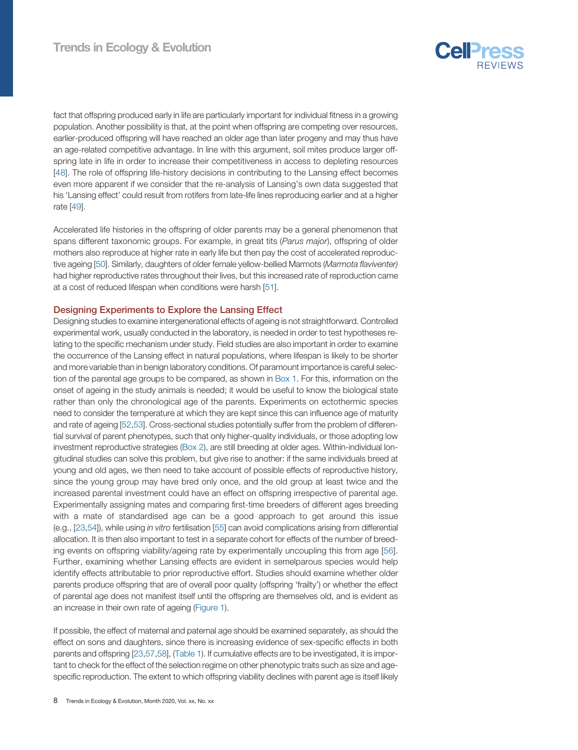fact that offspring produced early in life are particularly important for individual fitness in a growing population. Another possibility is that, at the point when offspring are competing over resources, earlier-produced offspring will have reached an older age than later progeny and may thus have an age-related competitive advantage. In line with this argument, soil mites produce larger offspring late in life in order to increase their competitiveness in access to depleting resources [48]. The role of offspring life-history decisions in contributing to the Lansing effect becomes even more apparent if we consider that the re-analysis of Lansing's own data suggested that his 'Lansing effect' could result from rotifers from late-life lines reproducing earlier and at a higher rate [49].

Accelerated life histories in the offspring of older parents may be a general phenomenon that spans different taxonomic groups. For example, in great tits (*Parus major*), offspring of older mothers also reproduce at higher rate in early life but then pay the cost of accelerated reproductive ageing [50]. Similarly, daughters of older female yellow-bellied Marmots (*Marmota flaviventer)* had higher reproductive rates throughout their lives, but this increased rate of reproduction came at a cost of reduced lifespan when conditions were harsh [51].

## Designing Experiments to Explore the Lansing Effect

Designing studies to examine intergenerational effects of ageing is not straightforward. Controlled experimental work, usually conducted in the laboratory, is needed in order to test hypotheses relating to the specific mechanism under study. Field studies are also important in order to examine the occurrence of the Lansing effect in natural populations, where lifespan is likely to be shorter and more variable than in benign laboratory conditions. Of paramount importance is careful selection of the parental age groups to be compared, as shown in Box 1. For this, information on the onset of ageing in the study animals is needed; it would be useful to know the biological state rather than only the chronological age of the parents. Experiments on ectothermic species need to consider the temperature at which they are kept since this can influence age of maturity and rate of ageing [52,53]. Cross-sectional studies potentially suffer from the problem of differential survival of parent phenotypes, such that only higher-quality individuals, or those adopting low investment reproductive strategies (Box 2), are still breeding at older ages. Within-individual longitudinal studies can solve this problem, but give rise to another: if the same individuals breed at young and old ages, we then need to take account of possible effects of reproductive history, since the young group may have bred only once, and the old group at least twice and the increased parental investment could have an effect on offspring irrespective of parental age. Experimentally assigning mates and comparing first-time breeders of different ages breeding with a mate of standardised age can be a good approach to get around this issue (e.g., [23,54]), while using *in vitro* fertilisation [55] can avoid complications arising from differential allocation. It is then also important to test in a separate cohort for effects of the number of breeding events on offspring viability/ageing rate by experimentally uncoupling this from age [56]. Further, examining whether Lansing effects are evident in semelparous species would help identify effects attributable to prior reproductive effort. Studies should examine whether older parents produce offspring that are of overall poor quality (offspring 'frailty') or whether the effect of parental age does not manifest itself until the offspring are themselves old, and is evident as an increase in their own rate of ageing (Figure 1).

If possible, the effect of maternal and paternal age should be examined separately, as should the effect on sons and daughters, since there is increasing evidence of sex-specific effects in both parents and offspring [23,57,58], (Table 1). If cumulative effects are to be investigated, it is important to check for the effect of the selection regime on other phenotypic traits such as size and age-specific reproduction. The extent to which offspring viability declines with parent age is itself likely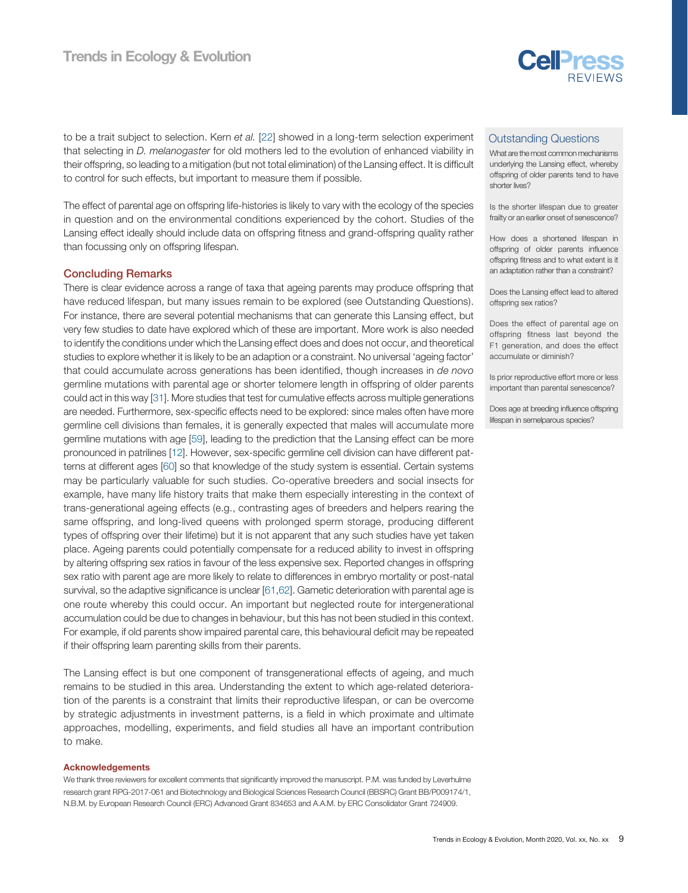to be a trait subject to selection. Kern *et al.* [22] showed in a long-term selection experiment that selecting in *D. melanogaster* for old mothers led to the evolution of enhanced viability in their offspring, so leading to a mitigation (but not total elimination) of the Lansing effect. It is difficult to control for such effects, but important to measure them if possible.

The effect of parental age on offspring life-histories is likely to vary with the ecology of the species in question and on the environmental conditions experienced by the cohort. Studies of the Lansing effect ideally should include data on offspring fitness and grand-offspring quality rather than focussing only on offspring lifespan.

## Concluding Remarks

There is clear evidence across a range of taxa that ageing parents may produce offspring that have reduced lifespan, but many issues remain to be explored (see Outstanding Questions). For instance, there are several potential mechanisms that can generate this Lansing effect, but very few studies to date have explored which of these are important. More work is also needed to identify the conditions under which the Lansing effect does and does not occur, and theoretical studies to explore whether it is likely to be an adaption or a constraint. No universal 'ageing factor' that could accumulate across generations has been identified, though increases in *de novo* germline mutations with parental age or shorter telomere length in offspring of older parents could act in this way [31]. More studies that test for cumulative effects across multiple generations are needed. Furthermore, sex-specific effects need to be explored: since males often have more germline cell divisions than females, it is generally expected that males will accumulate more germline mutations with age [59], leading to the prediction that the Lansing effect can be more pronounced in patrilines [12]. However, sex-specific germline cell division can have different patterns at different ages [60] so that knowledge of the study system is essential. Certain systems may be particularly valuable for such studies. Co-operative breeders and social insects for example, have many life history traits that make them especially interesting in the context of trans-generational ageing effects (e.g., contrasting ages of breeders and helpers rearing the same offspring, and long-lived queens with prolonged sperm storage, producing different types of offspring over their lifetime) but it is not apparent that any such studies have yet taken place. Ageing parents could potentially compensate for a reduced ability to invest in offspring by altering offspring sex ratios in favour of the less expensive sex. Reported changes in offspring sex ratio with parent age are more likely to relate to differences in embryo mortality or post-natal survival, so the adaptive significance is unclear [61,62]. Gametic deterioration with parental age is one route whereby this could occur. An important but neglected route for intergenerational accumulation could be due to changes in behaviour, but this has not been studied in this context. For example, if old parents show impaired parental care, this behavioural deficit may be repeated if their offspring learn parenting skills from their parents.

The Lansing effect is but one component of transgenerational effects of ageing, and much remains to be studied in this area. Understanding the extent to which age-related deterioration of the parents is a constraint that limits their reproductive lifespan, or can be overcome by strategic adjustments in investment patterns, is a field in which proximate and ultimate approaches, modelling, experiments, and field studies all have an important contribution to make.

## Outstanding Questions

What are the most common mechanisms underlying the Lansing effect, whereby offspring of older parents tend to have shorter lives?

Is the shorter lifespan due to greater frailty or an earlier onset of senescence?

How does a shortened lifespan in offspring of older parents influence offspring fitness and to what extent is it an adaptation rather than a constraint?

Does the Lansing effect lead to altered offspring sex ratios?

Does the effect of parental age on offspring fitness last beyond the F1 generation, and does the effect accumulate or diminish?

Is prior reproductive effort more or less important than parental senescence?

Does age at breeding influence offspring lifespan in semelparous species?

### Acknowledgements

We thank three reviewers for excellent comments that significantly improved the manuscript. P.M. was funded by Leverhulme research grant RPG-2017-061 and Biotechnology and Biological Sciences Research Council (BBSRC) Grant BB/P009174/1, N.B.M. by European Research Council (ERC) Advanced Grant 834653 and A.A.M. by ERC Consolidator Grant 724909.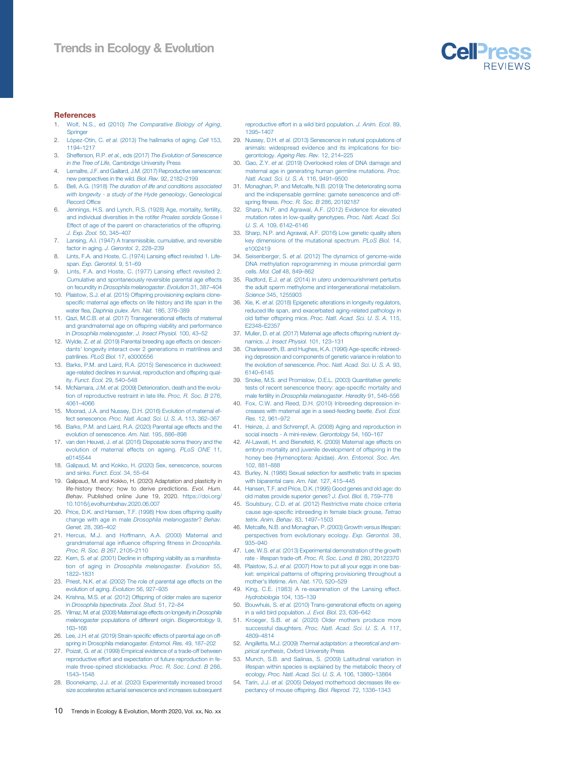## References

1. Wolf, N.S., ed (2010) *The Comparative Biology of Aging*, Springer
2. López-Otín, C. *et al.* (2013) The hallmarks of aging. *Cell* 153, 1194–1217
3. Shefferson, R.P. *et al.*, eds (2017) *The Evolution of Senescence in the Tree of Life*, Cambridge University Press
4. Lemaître, J.F. and Gaillard, J.M. (2017) Reproductive senescence: new perspectives in the wild. *Biol. Rev.* 92, 2182–2199
5. Bell, A.G. (1918) *The duration of life and conditions associated with longevity - a study of the Hyde geneology*, Genealogical Record Office
6. Jennings, H.S. and Lynch, R.S. (1928) Age, mortality, fertility, and individual diversities in the rotifer *Proales sordida* Gosse I Effect of age of the parent on characteristics of the offspring. *J. Exp. Zool.* 50, 345–407
7. Lansing, A.I. (1947) A transmissible, cumulative, and reversible factor in aging. *J. Gerontol.* 2, 228–239
8. Lints, F.A. and Hoste, C. (1974) Lansing effect revisited 1. Life-span. *Exp. Gerontol.* 9, 51–69
9. Lints, F.A. and Hoste, C. (1977) Lansing effect revisited 2. Cumulative and spontaneously reversible parental age effects on fecundity in *Drosophila melanogaster*. *Evolution* 31, 387–404
10. Plaistow, S.J. *et al.* (2015) Offspring provisioning explains clone-specific maternal age effects on life history and life span in the water flea, *Daphnia pulex*. *Am. Nat.* 186, 376–389
11. Qazi, M.C.B. *et al.* (2017) Transgenerational effects of maternal and grandmaternal age on offspring viability and performance in *Drosophila melanogaster*. *J. Insect Physiol.* 100, 43–52
12. Wylde, Z. *et al.* (2019) Parental breeding age effects on descendants' longevity interact over 2 generations in matrilines and patrilines. *PLoS Biol.* 17, e3000556
13. Barks, P.M. and Laird, R.A. (2015) Senescence in duckweed: age-related declines in survival, reproduction and offspring quality. *Funct. Ecol.* 29, 540–548
14. McNamara, J.M. *et al.* (2009) Deterioration, death and the evolution of reproductive restraint in late life. *Proc. R. Soc. B* 276, 4061–4066
15. Moorad, J.A. and Nussey, D.H. (2016) Evolution of maternal effect senescence. *Proc. Natl. Acad. Sci. U. S. A.* 113, 362–367
16. Barks, P.M. and Laird, R.A. (2020) Parental age effects and the evolution of senescence. *Am. Nat.* 195, 886–898
17. van den Heuvel, J. *et al.* (2016) Disposable soma theory and the evolution of maternal effects on ageing. *PLoS ONE* 11, e0145544
18. Galipaud, M. and Kokko, H. (2020) Sex, senescence, sources and sinks. *Funct. Ecol.* 34, 55–64
19. Galipaud, M. and Kokko, H. (2020) Adaptation and plasticity in life-history theory: how to derive predictions. *Evol. Hum. Behav.* Published online June 19, 2020. https://doi.org/10.1016/j.evolhumbehav.2020.06.007
20. Price, D.K. and Hansen, T.F. (1998) How does offspring quality change with age in male *Drosophila melanogaster*? *Behav. Genet.* 28, 395–402
21. Hercus, M.J. and Hoffmann, A.A. (2000) Maternal and grandmaternal age influence offspring fitness in *Drosophila*. *Proc. R. Soc. B* 267, 2105–2110
22. Kern, S. *et al.* (2001) Decline in offspring viability as a manifestation of aging in *Drosophila melanogaster*. *Evolution* 55, 1822–1831
23. Priest, N.K. *et al.* (2002) The role of parental age effects on the evolution of aging. *Evolution* 56, 927–935
24. Krishna, M.S. *et al.* (2012) Offspring of older males are superior in *Drosophila bipectinata*. *Zool. Stud.* 51, 72–84
25. Yilmaz, M. *et al.* (2008) Maternal age effects on longevity in *Drosophila melanogaster* populations of different origin. *Biogerontology* 9, 163–168
26. Lee, J.H. *et al.* (2019) Strain-specific effects of parental age on offspring in Drosophila melanogaster. *Entomol. Res.* 49, 187–202
27. Poizat, G. *et al.* (1999) Empirical evidence of a trade-off between reproductive effort and expectation of future reproduction in female three-spined sticklebacks. *Proc. R. Soc. Lond. B* 266, 1543–1548
28. Boonekamp, J.J. *et al.* (2020) Experimentally increased brood size accelerates actuarial senescence and increases subsequent reproductive effort in a wild bird population. *J. Anim. Ecol.* 89, 1395–1407
29. Nussey, D.H. *et al.* (2013) Senescence in natural populations of animals: widespread evidence and its implications for biogerontology. *Ageing Res. Rev.* 12, 214–225
30. Gao, Z.Y. *et al.* (2019) Overlooked roles of DNA damage and maternal age in generating human germline mutations. *Proc. Natl. Acad. Sci. U. S. A.* 116, 9491–9500
31. Monaghan, P. and Metcalfe, N.B. (2019) The deteriorating soma and the indispensable germline: gamete senescence and offspring fitness. *Proc. R. Soc. B* 286, 20192187
32. Sharp, N.P. and Agrawal, A.F. (2012) Evidence for elevated mutation rates in low-quality genotypes. *Proc. Natl. Acad. Sci. U. S. A.* 109, 6142–6146
33. Sharp, N.P. and Agrawal, A.F. (2016) Low genetic quality alters key dimensions of the mutational spectrum. *PLoS Biol.* 14, e1002419
34. Seisenberger, S. *et al.* (2012) The dynamics of genome-wide DNA methylation reprogramming in mouse primordial germ cells. *Mol. Cell* 48, 849–862
35. Radford, E.J. *et al.* (2014) *In utero* undernourishment perturbs the adult sperm methylome and intergenerational metabolism. *Science* 345, 1255903
36. Xie, K. *et al.* (2018) Epigenetic alterations in longevity regulators, reduced life span, and exacerbated aging-related pathology in old father offspring mice. *Proc. Natl. Acad. Sci. U. S. A.* 115, E2348–E2357
37. Muller, D. *et al.* (2017) Maternal age affects offspring nutrient dynamics. *J. Insect Physiol.* 101, 123–131
38. Charlesworth, B. and Hughes, K.A. (1996) Age-specific inbreeding depression and components of genetic variance in relation to the evolution of senescence. *Proc. Natl. Acad. Sci. U. S. A.* 93, 6140–6145
39. Snoke, M.S. and Promislow, D.E.L. (2003) Quantitative genetic tests of recent senescence theory: age-specific mortality and male fertility in *Drosophila melanogaster*. *Heredity* 91, 546–556
40. Fox, C.W. and Reed, D.H. (2010) Inbreeding depression increases with maternal age in a seed-feeding beetle. *Evol. Ecol. Res.* 12, 961–972
41. Heinze, J. and Schrempf, A. (2008) Aging and reproduction in social insects - A mini-review. *Gerontology* 54, 160–167
42. Al-Lawati, H. and Bienefeld, K. (2009) Maternal age effects on embryo mortality and juvenile development of offspring in the honey bee (Hymenoptera: Apidae). *Ann. Entomol. Soc. Am.* 102, 881–888
43. Burley, N. (1986) Sexual selection for aesthetic traits in species with biparental care. *Am. Nat.* 127, 415–445
44. Hansen, T.F. and Price, D.K. (1995) Good genes and old age: do old mates provide superior genes? *J. Evol. Biol.* 8, 759–778
45. Soulsbury, C.D. *et al.* (2012) Restrictive mate choice criteria cause age-specific inbreeding in female black grouse, *Tetrao tetrix*. *Anim. Behav.* 83, 1497–1503
46. Metcalfe, N.B. and Monaghan, P. (2003) Growth versus lifespan: perspectives from evolutionary ecology. *Exp. Gerontol.* 38, 935–940
47. Lee, W.S. *et al.* (2013) Experimental demonstration of the growth rate - lifespan trade-off. *Proc. R. Soc. Lond. B* 280, 20122370
48. Plaistow, S.J. *et al.* (2007) How to put all your eggs in one basket: empirical patterns of offspring provisioning throughout a mother's lifetime. *Am. Nat.* 170, 520–529
49. King, C.E. (1983) A re-examination of the Lansing effect. *Hydrobiologia* 104, 135–139
50. Bouwhuis, S. *et al.* (2010) Trans-generational effects on ageing in a wild bird population. *J. Evol. Biol.* 23, 636–642
51. Kroeger, S.B. *et al.* (2020) Older mothers produce more successful daughters. *Proc. Natl. Acad. Sci. U. S. A.* 117, 4809–4814
52. Angilletta, M.J. (2009) *Thermal adaptation: a theoretical and empirical synthesis*, Oxford University Press
53. Munch, S.B. and Salinas, S. (2009) Latitudinal variation in lifespan within species is explained by the metabolic theory of ecology. *Proc. Natl. Acad. Sci. U. S. A.* 106, 13860–13864
54. Tarin, J.J. *et al.* (2005) Delayed motherhood decreases life expectancy of mouse offspring. *Biol. Reprod.* 72, 1336–1343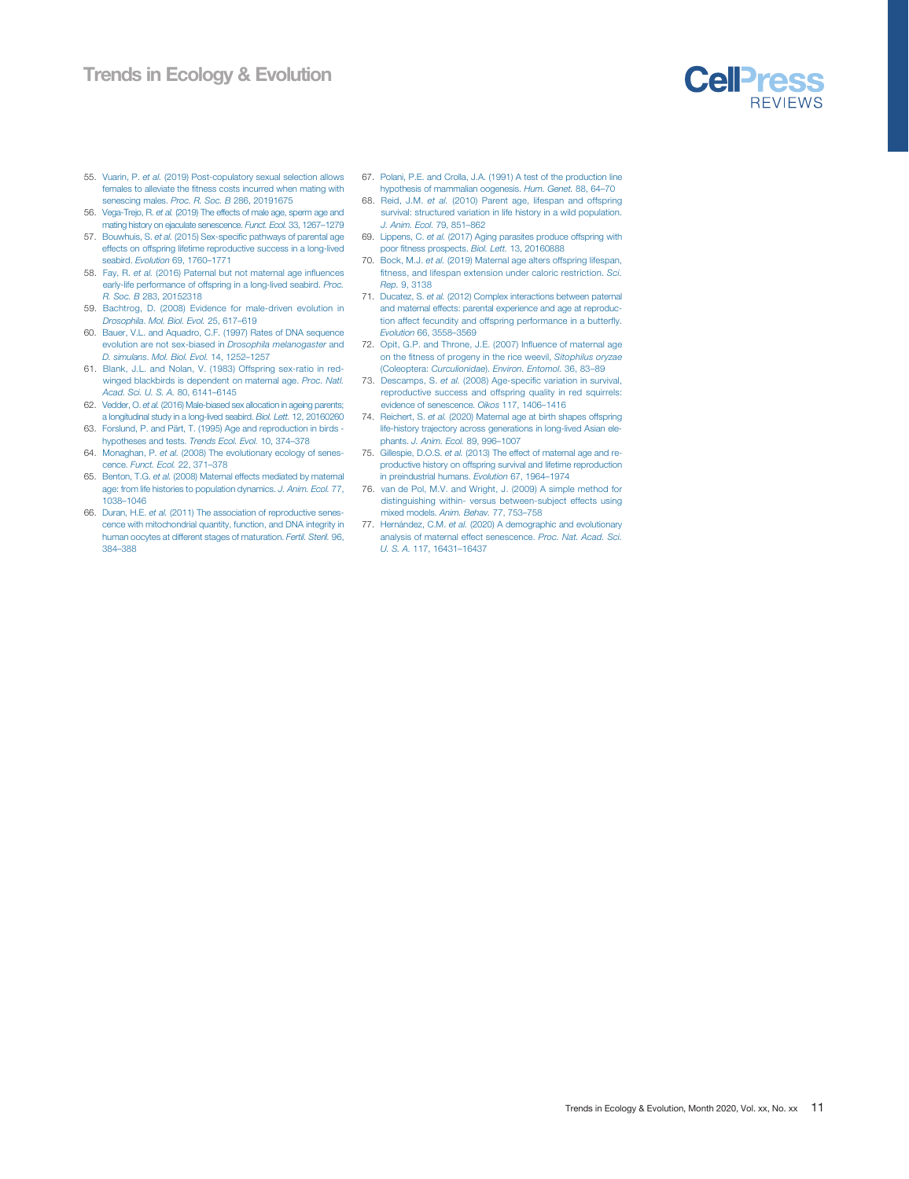55. Vuarin, P. *et al.* (2019) Post-copulatory sexual selection allows females to alleviate the fitness costs incurred when mating with senescing males. *Proc. R. Soc. B* 286, 20191675
56. Vega-Trejo, R. *et al.* (2019) The effects of male age, sperm age and mating history on ejaculate senescence. *Funct. Ecol.* 33, 1267–1279
57. Bouwhuis, S. *et al.* (2015) Sex-specific pathways of parental age effects on offspring lifetime reproductive success in a long-lived seabird. *Evolution* 69, 1760–1771
58. Fay, R. *et al.* (2016) Paternal but not maternal age influences early-life performance of offspring in a long-lived seabird. *Proc. R. Soc. B* 283, 20152318
59. Bachtrog, D. (2008) Evidence for male-driven evolution in *Drosophila*. *Mol. Biol. Evol.* 25, 617–619
60. Bauer, V.L. and Aquadro, C.F. (1997) Rates of DNA sequence evolution are not sex-biased in *Drosophila melanogaster* and *D. simulans*. *Mol. Biol. Evol.* 14, 1252–1257
61. Blank, J.L. and Nolan, V. (1983) Offspring sex-ratio in red-winged blackbirds is dependent on maternal age. *Proc. Natl. Acad. Sci. U. S. A.* 80, 6141–6145
62. Vedder, O. *et al.* (2016) Male-biased sex allocation in ageing parents; a longitudinal study in a long-lived seabird. *Biol. Lett.* 12, 20160260
63. Forslund, P. and Pärt, T. (1995) Age and reproduction in birds - hypotheses and tests. *Trends Ecol. Evol.* 10, 374–378
64. Monaghan, P. *et al.* (2008) The evolutionary ecology of senescence. *Funct. Ecol.* 22, 371–378
65. Benton, T.G. *et al.* (2008) Maternal effects mediated by maternal age: from life histories to population dynamics. *J. Anim. Ecol.* 77, 1038–1046
66. Duran, H.E. *et al.* (2011) The association of reproductive senescence with mitochondrial quantity, function, and DNA integrity in human oocytes at different stages of maturation. *Fertil. Steril.* 96, 384–388
67. Polani, P.E. and Crolla, J.A. (1991) A test of the production line hypothesis of mammalian oogenesis. *Hum. Genet.* 88, 64–70
68. Reid, J.M. *et al.* (2010) Parent age, lifespan and offspring survival: structured variation in life history in a wild population. *J. Anim. Ecol.* 79, 851–862
69. Lippens, C. *et al.* (2017) Aging parasites produce offspring with poor fitness prospects. *Biol. Lett.* 13, 20160888
70. Bock, M.J. *et al.* (2019) Maternal age alters offspring lifespan, fitness, and lifespan extension under caloric restriction. *Sci. Rep.* 9, 3138
71. Ducatez, S. *et al.* (2012) Complex interactions between paternal and maternal effects: parental experience and age at reproduction affect fecundity and offspring performance in a butterfly. *Evolution* 66, 3558–3569
72. Opit, G.P. and Throne, J.E. (2007) Influence of maternal age on the fitness of progeny in the rice weevil, *Sitophilus oryzae* (Coleoptera: *Curculionidae*). *Environ. Entomol.* 36, 83–89
73. Descamps, S. *et al.* (2008) Age-specific variation in survival, reproductive success and offspring quality in red squirrels: evidence of senescence. *Oikos* 117, 1406–1416
74. Reichert, S. *et al.* (2020) Maternal age at birth shapes offspring life-history trajectory across generations in long-lived Asian elephants. *J. Anim. Ecol.* 89, 996–1007
75. Gillespie, D.O.S. *et al.* (2013) The effect of maternal age and reproductive history on offspring survival and lifetime reproduction in preindustrial humans. *Evolution* 67, 1964–1974
76. van de Pol, M.V. and Wright, J. (2009) A simple method for distinguishing within- versus between-subject effects using mixed models. *Anim. Behav.* 77, 753–758
77. Hernández, C.M. *et al.* (2020) A demographic and evolutionary analysis of maternal effect senescence. *Proc. Nat. Acad. Sci. U. S. A.* 117, 16431–16437